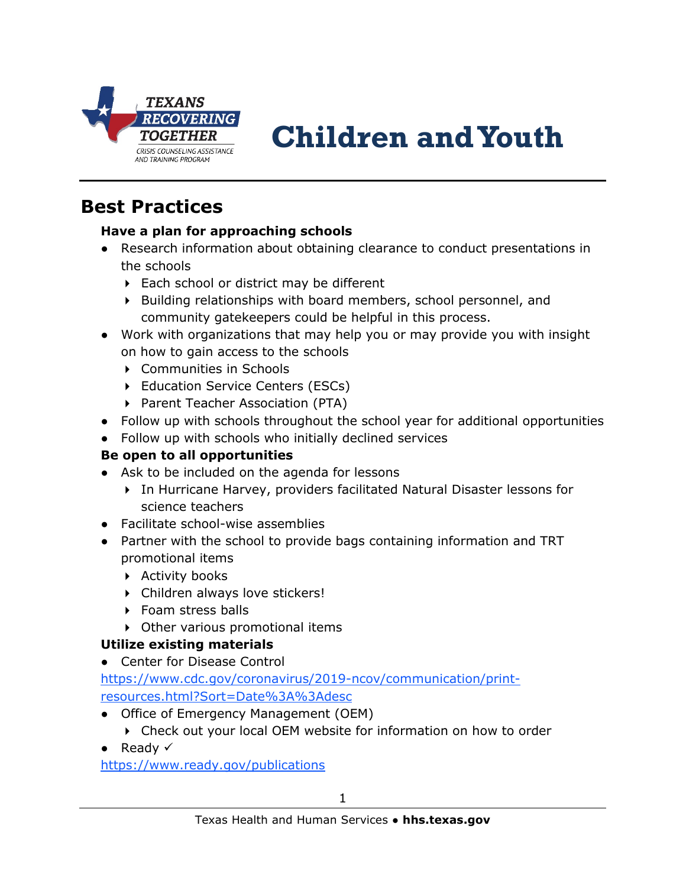TEXANS RECOVERING TOGETHER

CRISIS COUNSELING ASSISTANCE AND TRAINING PROGRAM

# Children and Youth

## Best Practices

**Have a plan for approaching schools**

- Research information about obtaining clearance to conduct presentations in the schools
  - Each school or district may be different
  - Building relationships with board members, school personnel, and community gatekeepers could be helpful in this process.
- Work with organizations that may help you or may provide you with insight on how to gain access to the schools
  - Communities in Schools
  - Education Service Centers (ESCs)
  - Parent Teacher Association (PTA)
- Follow up with schools throughout the school year for additional opportunities
- Follow up with schools who initially declined services

**Be open to all opportunities**

- Ask to be included on the agenda for lessons
  - In Hurricane Harvey, providers facilitated Natural Disaster lessons for science teachers
- Facilitate school-wise assemblies
- Partner with the school to provide bags containing information and TRT promotional items
  - Activity books
  - Children always love stickers!
  - Foam stress balls
  - Other various promotional items

**Utilize existing materials**

- Center for Disease Control
  https://www.cdc.gov/coronavirus/2019-ncov/communication/print-resources.html?Sort=Date%3A%3Adesc
- Office of Emergency Management (OEM)
  - Check out your local OEM website for information on how to order
- Ready ✓
  https://www.ready.gov/publications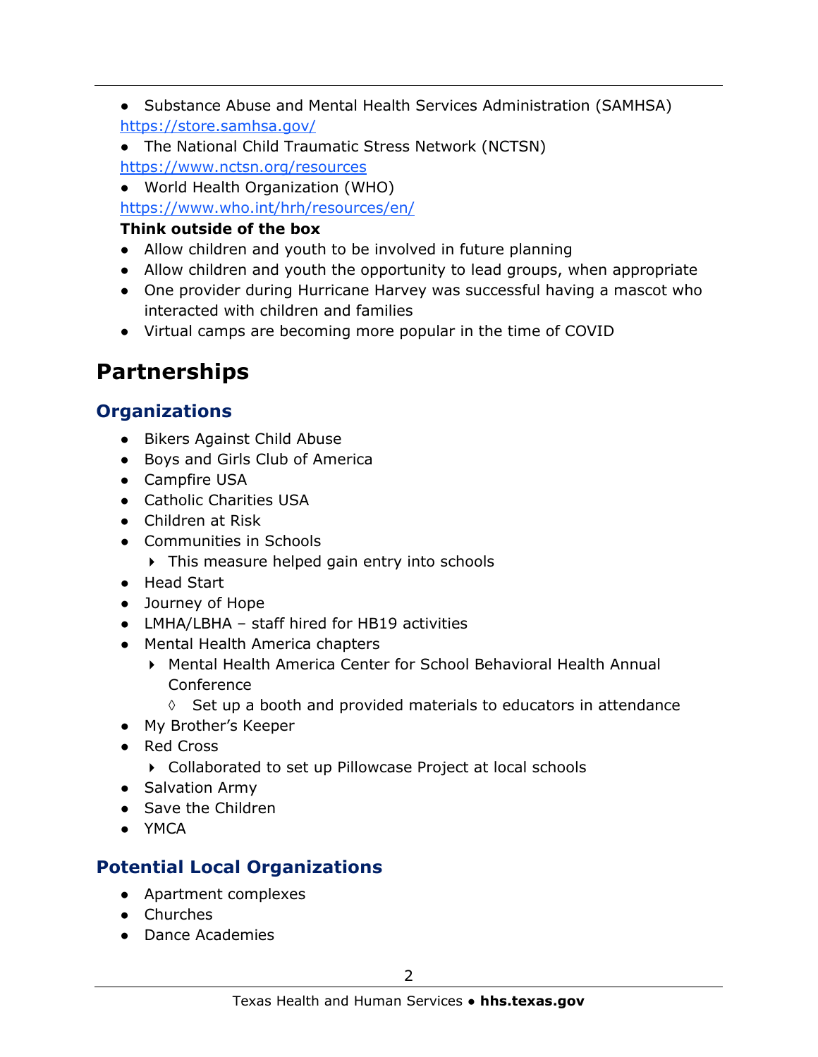- Substance Abuse and Mental Health Services Administration (SAMHSA) https://store.samhsa.gov/
- The National Child Traumatic Stress Network (NCTSN) https://www.nctsn.org/resources
- World Health Organization (WHO) https://www.who.int/hrh/resources/en/

**Think outside of the box**

- Allow children and youth to be involved in future planning
- Allow children and youth the opportunity to lead groups, when appropriate
- One provider during Hurricane Harvey was successful having a mascot who interacted with children and families
- Virtual camps are becoming more popular in the time of COVID

# Partnerships

## Organizations

- Bikers Against Child Abuse
- Boys and Girls Club of America
- Campfire USA
- Catholic Charities USA
- Children at Risk
- Communities in Schools
  - This measure helped gain entry into schools
- Head Start
- Journey of Hope
- LMHA/LBHA – staff hired for HB19 activities
- Mental Health America chapters
  - Mental Health America Center for School Behavioral Health Annual Conference
    - Set up a booth and provided materials to educators in attendance
- My Brother's Keeper
- Red Cross
  - Collaborated to set up Pillowcase Project at local schools
- Salvation Army
- Save the Children
- YMCA

## Potential Local Organizations

- Apartment complexes
- Churches
- Dance Academies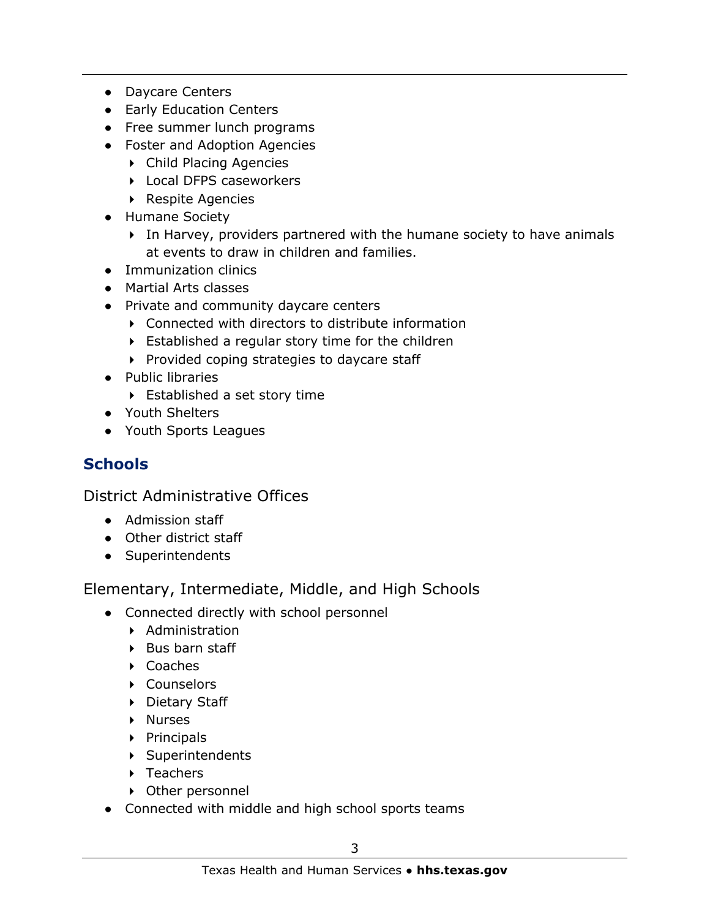- Daycare Centers
- Early Education Centers
- Free summer lunch programs
- Foster and Adoption Agencies
  - Child Placing Agencies
  - Local DFPS caseworkers
  - Respite Agencies
- Humane Society
  - In Harvey, providers partnered with the humane society to have animals at events to draw in children and families.
- Immunization clinics
- Martial Arts classes
- Private and community daycare centers
  - Connected with directors to distribute information
  - Established a regular story time for the children
  - Provided coping strategies to daycare staff
- Public libraries
  - Established a set story time
- Youth Shelters
- Youth Sports Leagues

## Schools

### District Administrative Offices

- Admission staff
- Other district staff
- Superintendents

### Elementary, Intermediate, Middle, and High Schools

- Connected directly with school personnel
  - Administration
  - Bus barn staff
  - Coaches
  - Counselors
  - Dietary Staff
  - Nurses
  - Principals
  - Superintendents
  - Teachers
  - Other personnel
- Connected with middle and high school sports teams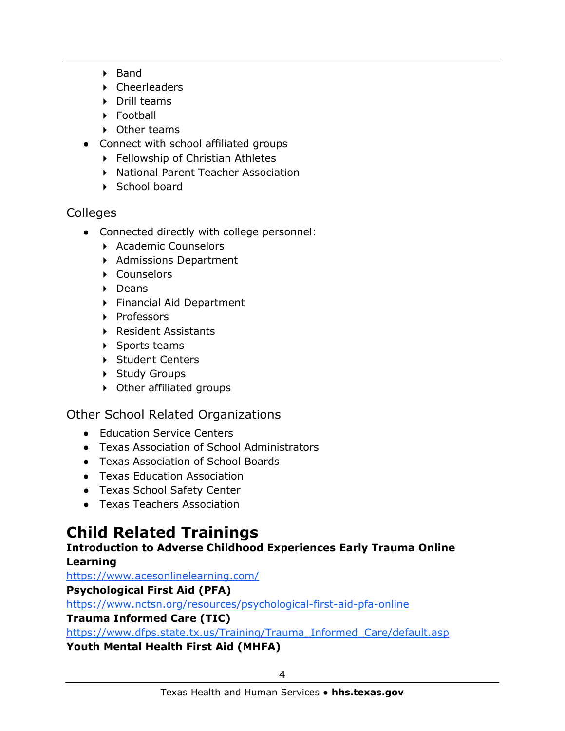- Band
    - Cheerleaders
    - Drill teams
    - Football
    - Other teams
- Connect with school affiliated groups
    - Fellowship of Christian Athletes
    - National Parent Teacher Association
    - School board

### Colleges

- Connected directly with college personnel:
    - Academic Counselors
    - Admissions Department
    - Counselors
    - Deans
    - Financial Aid Department
    - Professors
    - Resident Assistants
    - Sports teams
    - Student Centers
    - Study Groups
    - Other affiliated groups

### Other School Related Organizations

- Education Service Centers
- Texas Association of School Administrators
- Texas Association of School Boards
- Texas Education Association
- Texas School Safety Center
- Texas Teachers Association

## Child Related Trainings

**Introduction to Adverse Childhood Experiences Early Trauma Online Learning**

[https://www.acesonlinelearning.com/](https://www.acesonlinelearning.com/)

**Psychological First Aid (PFA)**

[https://www.nctsn.org/resources/psychological-first-aid-pfa-online](https://www.nctsn.org/resources/psychological-first-aid-pfa-online)

**Trauma Informed Care (TIC)**

[https://www.dfps.state.tx.us/Training/Trauma_Informed_Care/default.asp](https://www.dfps.state.tx.us/Training/Trauma_Informed_Care/default.asp)

**Youth Mental Health First Aid (MHFA)**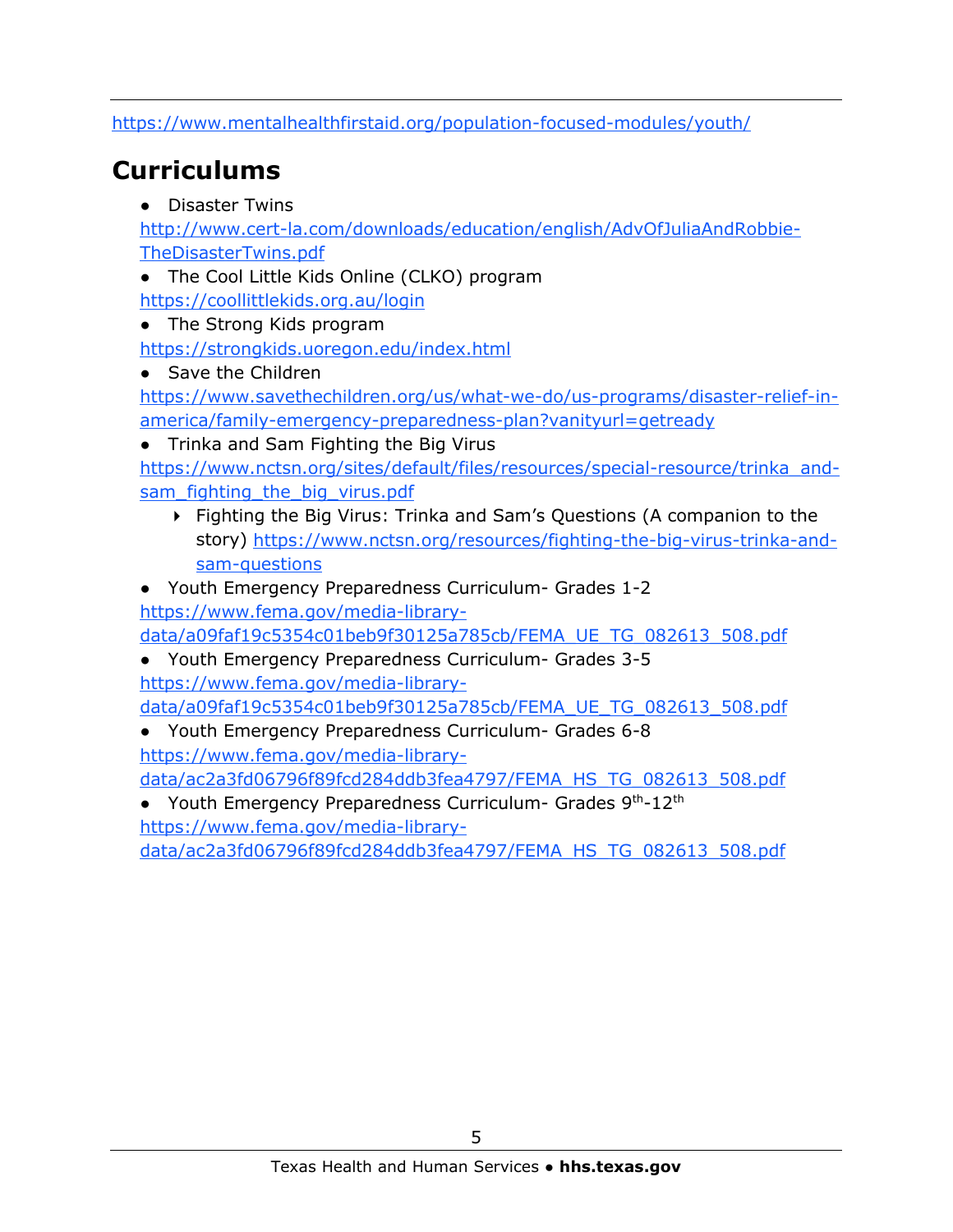https://www.mentalhealthfirstaid.org/population-focused-modules/youth/

## Curriculums

- Disaster Twins
http://www.cert-la.com/downloads/education/english/AdvOfJuliaAndRobbie-TheDisasterTwins.pdf
- The Cool Little Kids Online (CLKO) program
https://coollittlekids.org.au/login
- The Strong Kids program
https://strongkids.uoregon.edu/index.html
- Save the Children
https://www.savethechildren.org/us/what-we-do/us-programs/disaster-relief-in-america/family-emergency-preparedness-plan?vanityurl=getready
- Trinka and Sam Fighting the Big Virus
https://www.nctsn.org/sites/default/files/resources/special-resource/trinka_and-sam_fighting_the_big_virus.pdf
  - Fighting the Big Virus: Trinka and Sam's Questions (A companion to the story) https://www.nctsn.org/resources/fighting-the-big-virus-trinka-and-sam-questions
- Youth Emergency Preparedness Curriculum- Grades 1-2
https://www.fema.gov/media-library-data/a09faf19c5354c01beb9f30125a785cb/FEMA_UE_TG_082613_508.pdf
- Youth Emergency Preparedness Curriculum- Grades 3-5
https://www.fema.gov/media-library-data/a09faf19c5354c01beb9f30125a785cb/FEMA_UE_TG_082613_508.pdf
- Youth Emergency Preparedness Curriculum- Grades 6-8
https://www.fema.gov/media-library-data/ac2a3fd06796f89fcd284ddb3fea4797/FEMA_HS_TG_082613_508.pdf
- Youth Emergency Preparedness Curriculum- Grades 9th-12th
https://www.fema.gov/media-library-data/ac2a3fd06796f89fcd284ddb3fea4797/FEMA_HS_TG_082613_508.pdf